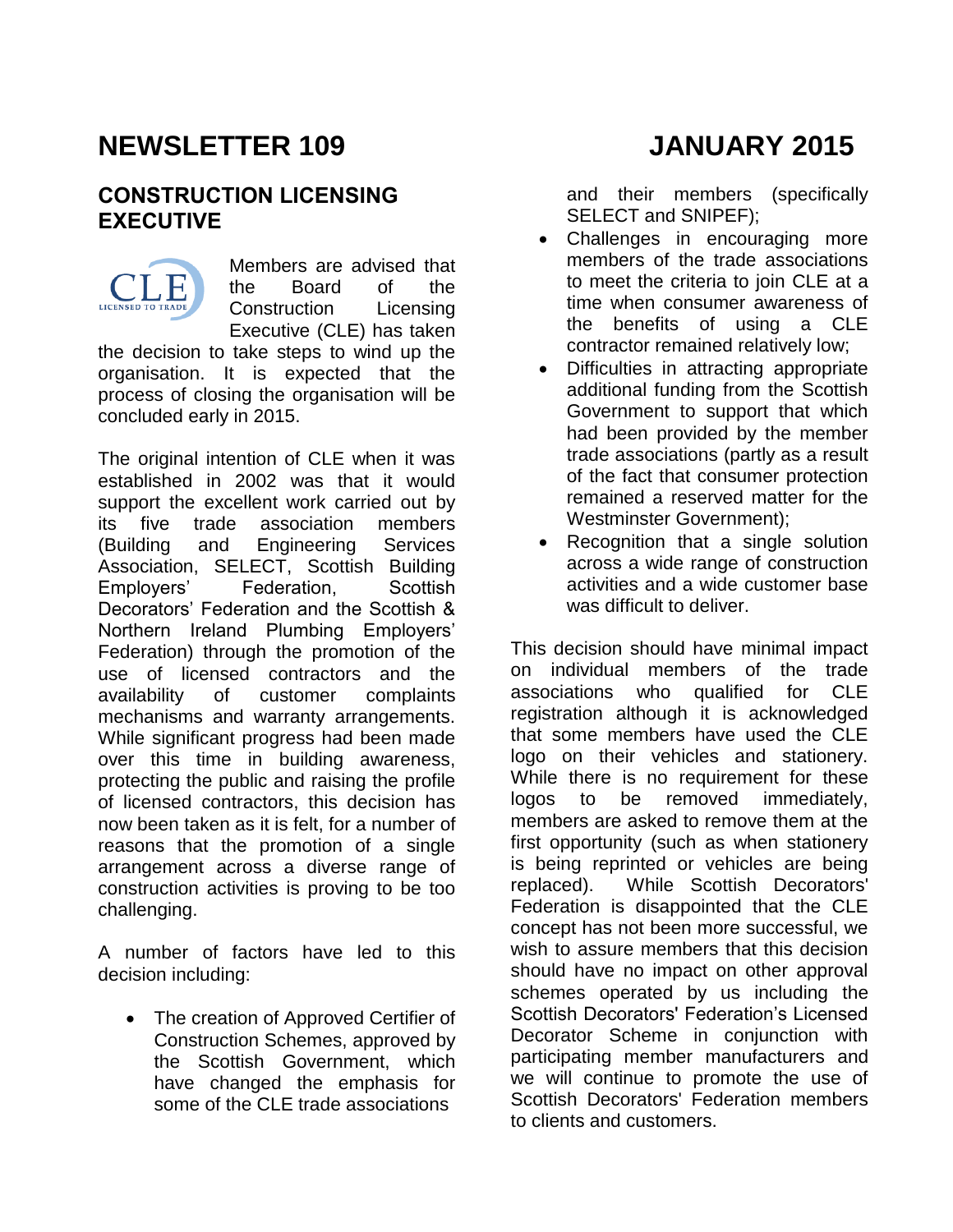# NEWSLETTER 109 JANUARY 2015

## CONSTRUCTION LICENSING EXECUTIVE

Members are advised that the Board of the Construction Licensing Executive (CLE) has taken the decision to take steps to wind up the organisation. It is expected that the process of closing the organisation will be concluded early in 2015.

The original intention of CLE when it was established in 2002 was that it would support the excellent work carried out by its five trade association members (Building and Engineering Services Association, SELECT, Scottish Building Employers' Federation, Scottish Decorators' Federation and the Scottish & Northern Ireland Plumbing Employers' Federation) through the promotion of the use of licensed contractors and the availability of customer complaints mechanisms and warranty arrangements. While significant progress had been made over this time in building awareness, protecting the public and raising the profile of licensed contractors, this decision has now been taken as it is felt, for a number of reasons that the promotion of a single arrangement across a diverse range of construction activities is proving to be too challenging.

A number of factors have led to this decision including:

- The creation of Approved Certifier of Construction Schemes, approved by the Scottish Government, which have changed the emphasis for some of the CLE trade associations and their members (specifically SELECT and SNIPEF);
- Challenges in encouraging more members of the trade associations to meet the criteria to join CLE at a time when consumer awareness of the benefits of using a CLE contractor remained relatively low;
- Difficulties in attracting appropriate additional funding from the Scottish Government to support that which had been provided by the member trade associations (partly as a result of the fact that consumer protection remained a reserved matter for the Westminster Government);
- Recognition that a single solution across a wide range of construction activities and a wide customer base was difficult to deliver.

This decision should have minimal impact on individual members of the trade associations who qualified for CLE registration although it is acknowledged that some members have used the CLE logo on their vehicles and stationery. While there is no requirement for these logos to be removed immediately, members are asked to remove them at the first opportunity (such as when stationery is being reprinted or vehicles are being replaced). While Scottish Decorators' Federation is disappointed that the CLE concept has not been more successful, we wish to assure members that this decision should have no impact on other approval schemes operated by us including the Scottish Decorators' Federation's Licensed Decorator Scheme in conjunction with participating member manufacturers and we will continue to promote the use of Scottish Decorators' Federation members to clients and customers.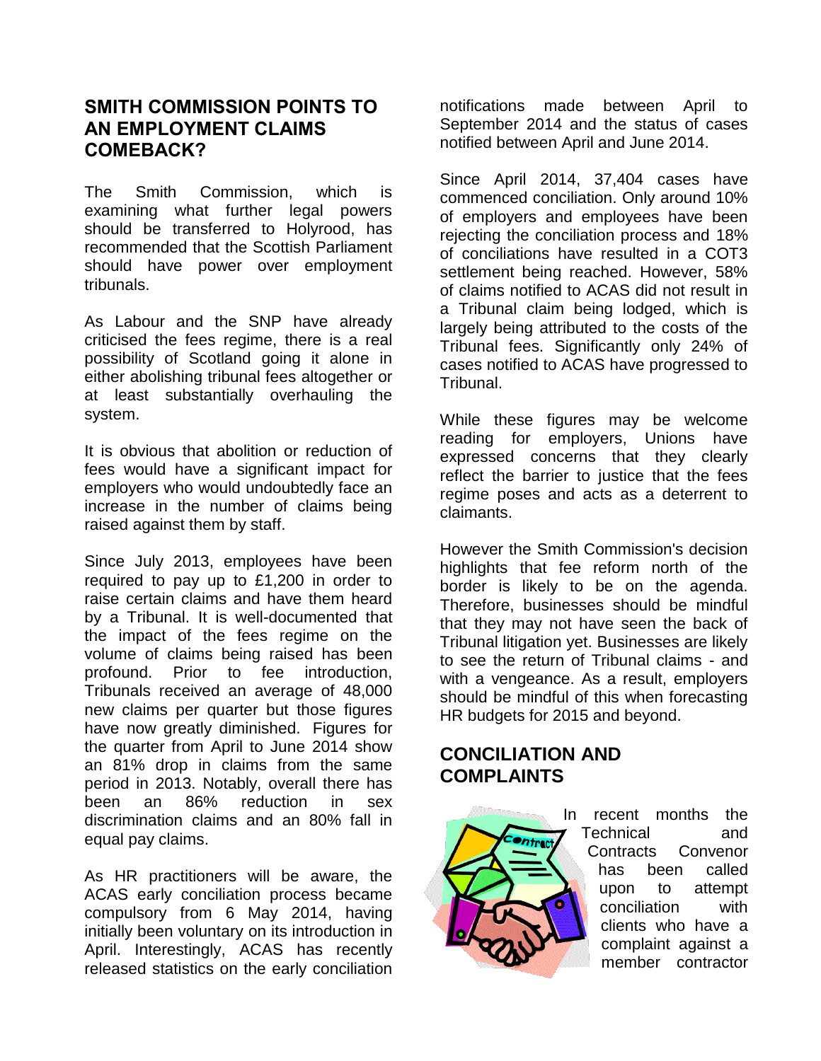## SMITH COMMISSION POINTS TO AN EMPLOYMENT CLAIMS COMEBACK?

The Smith Commission, which is examining what further legal powers should be transferred to Holyrood, has recommended that the Scottish Parliament should have power over employment tribunals.

As Labour and the SNP have already criticised the fees regime, there is a real possibility of Scotland going it alone in either abolishing tribunal fees altogether or at least substantially overhauling the system.

It is obvious that abolition or reduction of fees would have a significant impact for employers who would undoubtedly face an increase in the number of claims being raised against them by staff.

Since July 2013, employees have been required to pay up to £1,200 in order to raise certain claims and have them heard by a Tribunal. It is well-documented that the impact of the fees regime on the volume of claims being raised has been profound. Prior to fee introduction, Tribunals received an average of 48,000 new claims per quarter but those figures have now greatly diminished. Figures for the quarter from April to June 2014 show an 81% drop in claims from the same period in 2013. Notably, overall there has been an 86% reduction in sex discrimination claims and an 80% fall in equal pay claims.

As HR practitioners will be aware, the ACAS early conciliation process became compulsory from 6 May 2014, having initially been voluntary on its introduction in April. Interestingly, ACAS has recently released statistics on the early conciliation notifications made between April to September 2014 and the status of cases notified between April and June 2014.

Since April 2014, 37,404 cases have commenced conciliation. Only around 10% of employers and employees have been rejecting the conciliation process and 18% of conciliations have resulted in a COT3 settlement being reached. However, 58% of claims notified to ACAS did not result in a Tribunal claim being lodged, which is largely being attributed to the costs of the Tribunal fees. Significantly only 24% of cases notified to ACAS have progressed to Tribunal.

While these figures may be welcome reading for employers, Unions have expressed concerns that they clearly reflect the barrier to justice that the fees regime poses and acts as a deterrent to claimants.

However the Smith Commission's decision highlights that fee reform north of the border is likely to be on the agenda. Therefore, businesses should be mindful that they may not have seen the back of Tribunal litigation yet. Businesses are likely to see the return of Tribunal claims - and with a vengeance. As a result, employers should be mindful of this when forecasting HR budgets for 2015 and beyond.

## CONCILIATION AND COMPLAINTS

In recent months the Technical and Contracts Convenor has been called upon to attempt conciliation with clients who have a complaint against a member contractor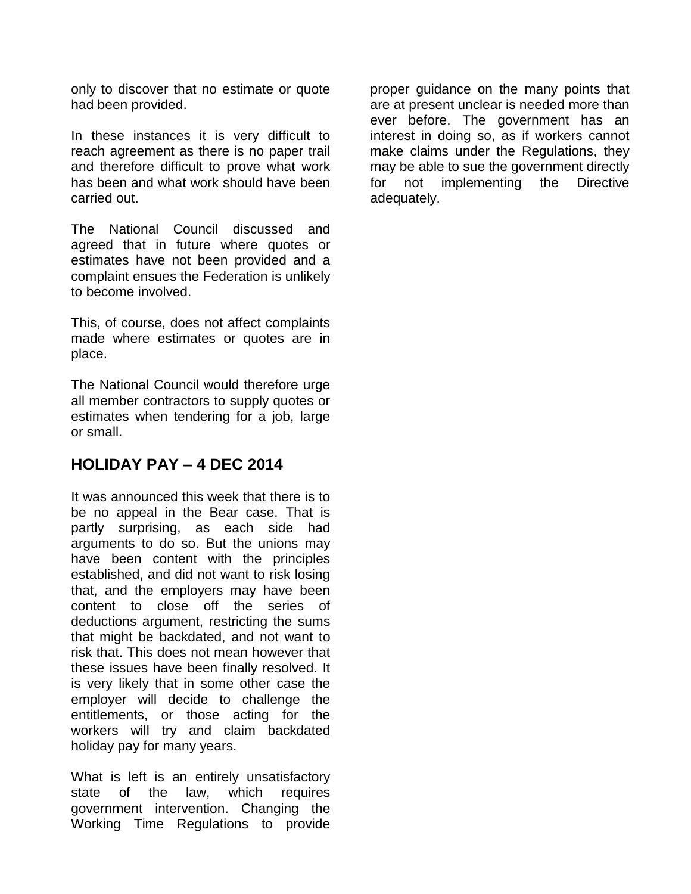only to discover that no estimate or quote had been provided.

In these instances it is very difficult to reach agreement as there is no paper trail and therefore difficult to prove what work has been and what work should have been carried out.

The National Council discussed and agreed that in future where quotes or estimates have not been provided and a complaint ensues the Federation is unlikely to become involved.

This, of course, does not affect complaints made where estimates or quotes are in place.

The National Council would therefore urge all member contractors to supply quotes or estimates when tendering for a job, large or small.

## HOLIDAY PAY – 4 DEC 2014

It was announced this week that there is to be no appeal in the Bear case. That is partly surprising, as each side had arguments to do so. But the unions may have been content with the principles established, and did not want to risk losing that, and the employers may have been content to close off the series of deductions argument, restricting the sums that might be backdated, and not want to risk that. This does not mean however that these issues have been finally resolved. It is very likely that in some other case the employer will decide to challenge the entitlements, or those acting for the workers will try and claim backdated holiday pay for many years.

What is left is an entirely unsatisfactory state of the law, which requires government intervention. Changing the Working Time Regulations to provide proper guidance on the many points that are at present unclear is needed more than ever before. The government has an interest in doing so, as if workers cannot make claims under the Regulations, they may be able to sue the government directly for not implementing the Directive adequately.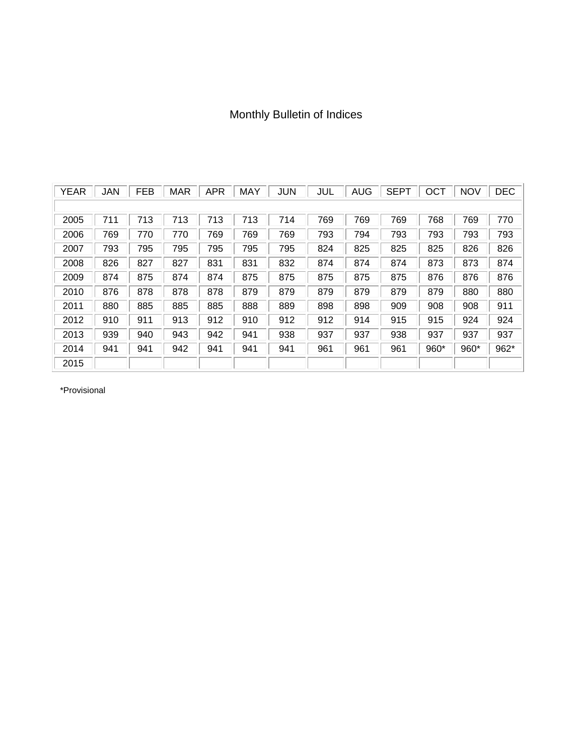# Monthly Bulletin of Indices

| YEAR | JAN | FEB | MAR | APR | MAY | JUN | JUL | AUG | SEPT | OCT | NOV | DEC |
|---|---|---|---|---|---|---|---|---|---|---|---|---|
| 2005 | 711 | 713 | 713 | 713 | 713 | 714 | 769 | 769 | 769 | 768 | 769 | 770 |
| 2006 | 769 | 770 | 770 | 769 | 769 | 769 | 793 | 794 | 793 | 793 | 793 | 793 |
| 2007 | 793 | 795 | 795 | 795 | 795 | 795 | 824 | 825 | 825 | 825 | 826 | 826 |
| 2008 | 826 | 827 | 827 | 831 | 831 | 832 | 874 | 874 | 874 | 873 | 873 | 874 |
| 2009 | 874 | 875 | 874 | 874 | 875 | 875 | 875 | 875 | 875 | 876 | 876 | 876 |
| 2010 | 876 | 878 | 878 | 878 | 879 | 879 | 879 | 879 | 879 | 879 | 880 | 880 |
| 2011 | 880 | 885 | 885 | 885 | 888 | 889 | 898 | 898 | 909 | 908 | 908 | 911 |
| 2012 | 910 | 911 | 913 | 912 | 910 | 912 | 912 | 914 | 915 | 915 | 924 | 924 |
| 2013 | 939 | 940 | 943 | 942 | 941 | 938 | 937 | 937 | 938 | 937 | 937 | 937 |
| 2014 | 941 | 941 | 942 | 941 | 941 | 941 | 961 | 961 | 961 | 960* | 960* | 962* |
| 2015 | | | | | | | | | | | | |

*Provisional